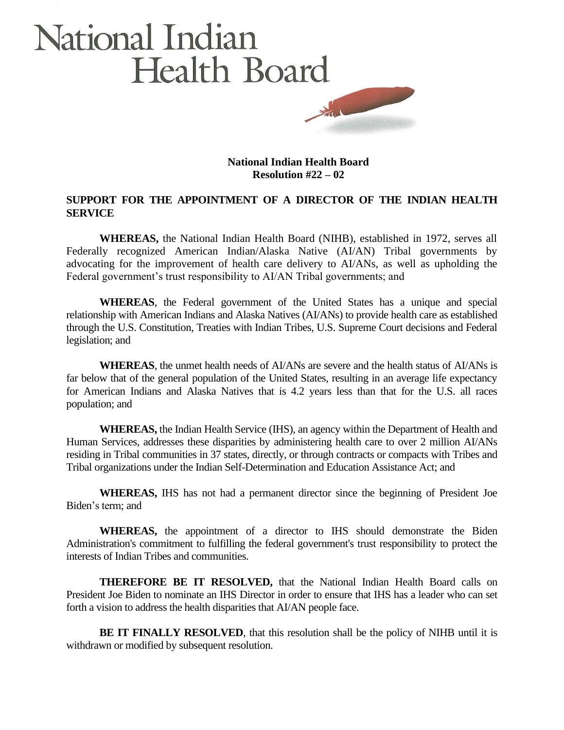# National Indian Health Board

**National Indian Health Board**
**Resolution #22 – 02**

## SUPPORT FOR THE APPOINTMENT OF A DIRECTOR OF THE INDIAN HEALTH SERVICE

**WHEREAS,** the National Indian Health Board (NIHB), established in 1972, serves all Federally recognized American Indian/Alaska Native (AI/AN) Tribal governments by advocating for the improvement of health care delivery to AI/ANs, as well as upholding the Federal government's trust responsibility to AI/AN Tribal governments; and

**WHEREAS**, the Federal government of the United States has a unique and special relationship with American Indians and Alaska Natives (AI/ANs) to provide health care as established through the U.S. Constitution, Treaties with Indian Tribes, U.S. Supreme Court decisions and Federal legislation; and

**WHEREAS**, the unmet health needs of AI/ANs are severe and the health status of AI/ANs is far below that of the general population of the United States, resulting in an average life expectancy for American Indians and Alaska Natives that is 4.2 years less than that for the U.S. all races population; and

**WHEREAS,** the Indian Health Service (IHS), an agency within the Department of Health and Human Services, addresses these disparities by administering health care to over 2 million AI/ANs residing in Tribal communities in 37 states, directly, or through contracts or compacts with Tribes and Tribal organizations under the Indian Self-Determination and Education Assistance Act; and

**WHEREAS,** IHS has not had a permanent director since the beginning of President Joe Biden's term; and

**WHEREAS,** the appointment of a director to IHS should demonstrate the Biden Administration's commitment to fulfilling the federal government's trust responsibility to protect the interests of Indian Tribes and communities.

**THEREFORE BE IT RESOLVED,** that the National Indian Health Board calls on President Joe Biden to nominate an IHS Director in order to ensure that IHS has a leader who can set forth a vision to address the health disparities that AI/AN people face.

**BE IT FINALLY RESOLVED**, that this resolution shall be the policy of NIHB until it is withdrawn or modified by subsequent resolution.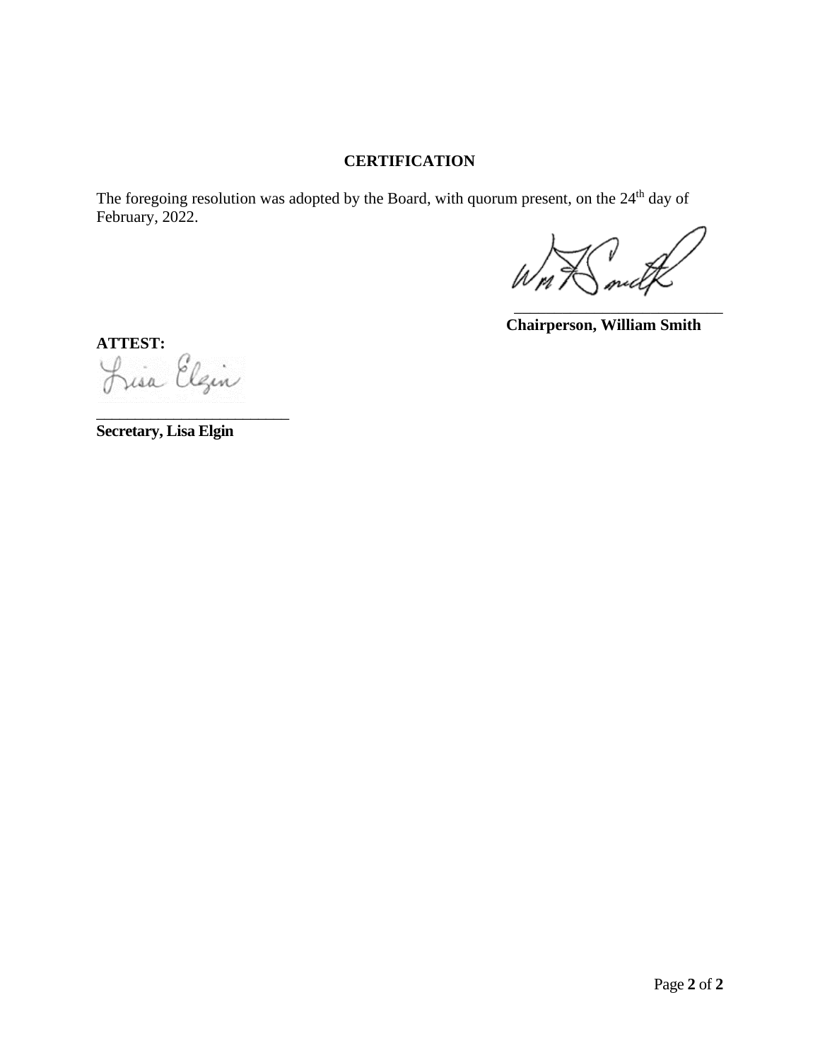## CERTIFICATION

The foregoing resolution was adopted by the Board, with quorum present, on the 24th day of February, 2022.

\_\_\_\_\_\_\_\_\_\_\_\_\_\_\_\_\_\_\_\_\_\_\_\_\_\_\_\_

**Chairperson, William Smith**

**ATTEST:**

\_\_\_\_\_\_\_\_\_\_\_\_\_\_\_\_\_\_\_\_\_\_\_\_\_\_\_\_

**Secretary, Lisa Elgin**